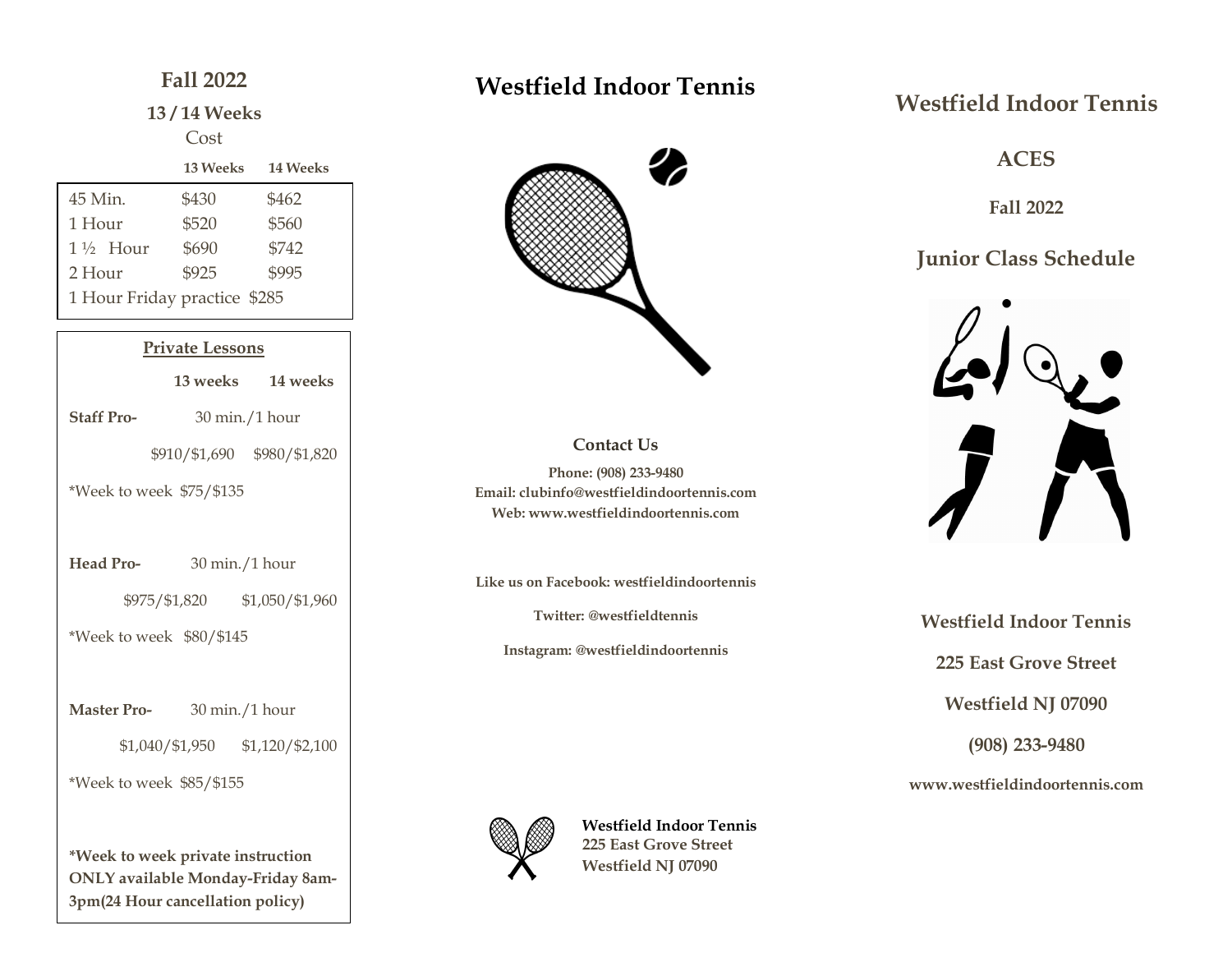## Fall 2022

### 13 / 14 Weeks

Cost

| | 13 Weeks | 14 Weeks |
|---|---|---|
| 45 Min. | $430 | $462 |
| 1 Hour | $520 | $560 |
| 1 ½ Hour | $690 | $742 |
| 2 Hour | $925 | $995 |
| 1 Hour Friday practice | $285 | |

### Private Lessons

| | 13 weeks | 14 weeks |
|---|---|---|
| **Staff Pro-** 30 min./1 hour | $910/$1,690 | $980/$1,820 |
| *Week to week $75/$135 | | |
| **Head Pro-** 30 min./1 hour | $975/$1,820 | $1,050/$1,960 |
| *Week to week $80/$145 | | |
| **Master Pro-** 30 min./1 hour | $1,040/$1,950 | $1,120/$2,100 |
| *Week to week $85/$155 | | |

**\*Week to week private instruction ONLY available Monday-Friday 8am-3pm(24 Hour cancellation policy)**

# Westfield Indoor Tennis

**Contact Us**

**Phone: (908) 233-9480**
**Email: clubinfo@westfieldindoortennis.com**
**Web: www.westfieldindoortennis.com**

**Like us on Facebook: westfieldindoortennis**

**Twitter: @westfieldtennis**

**Instagram: @westfieldindoortennis**

**Westfield Indoor Tennis**
**225 East Grove Street**
**Westfield NJ 07090**

# Westfield Indoor Tennis

## ACES

### Fall 2022

## Junior Class Schedule

**Westfield Indoor Tennis**

**225 East Grove Street**

**Westfield NJ 07090**

**(908) 233-9480**

**www.westfieldindoortennis.com**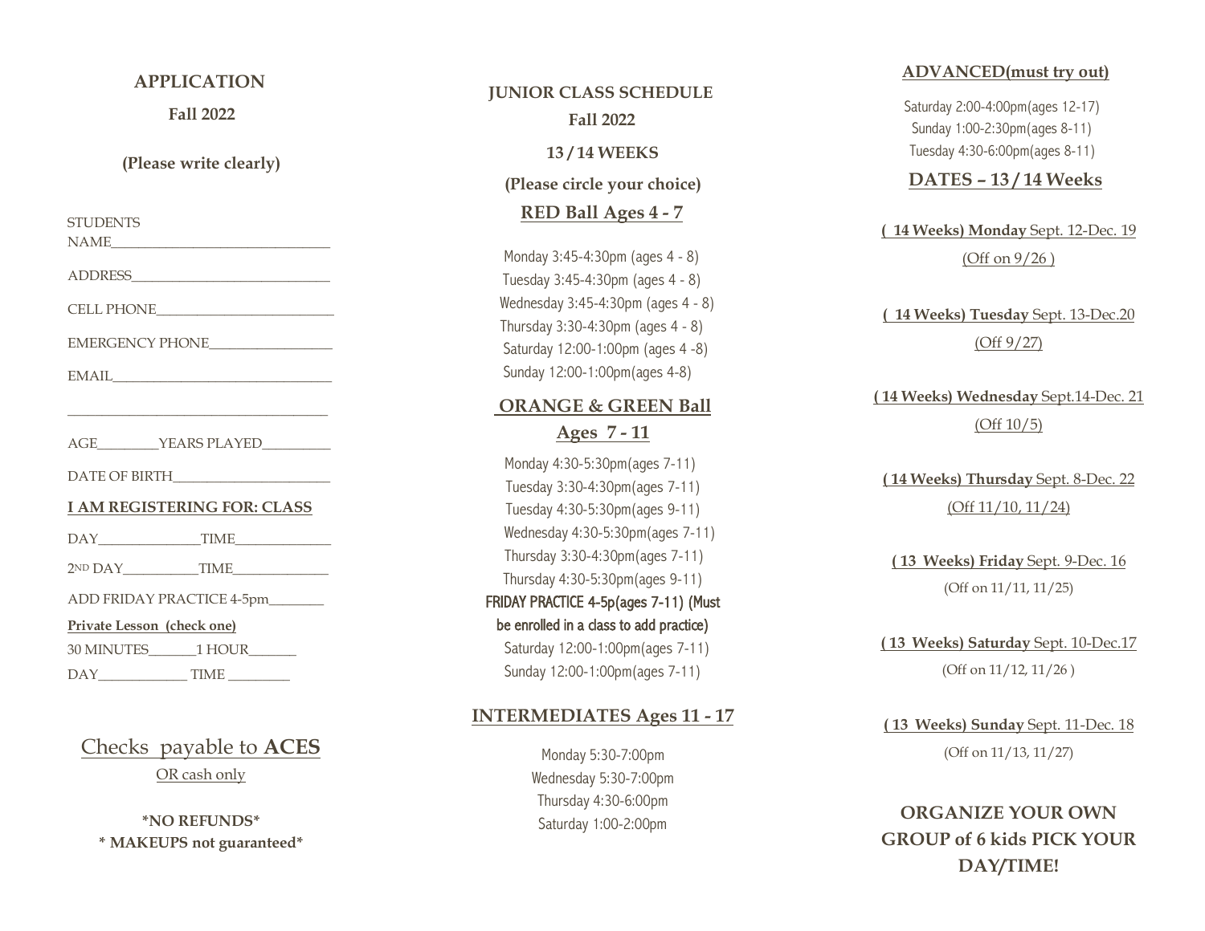## APPLICATION

**Fall 2022**

**(Please write clearly)**

STUDENTS NAME_______________________________

ADDRESS____________________________

CELL PHONE_________________________

EMERGENCY PHONE_________________

EMAIL_______________________________

_____________________________________

AGE_________YEARS PLAYED__________

DATE OF BIRTH______________________

**I AM REGISTERING FOR: CLASS**

DAY_______________TIME______________

2ND DAY___________TIME______________

ADD FRIDAY PRACTICE 4-5pm________

**Private Lesson (check one)**

30 MINUTES_______1 HOUR_______

DAY_____________ TIME _________

Checks payable to **ACES**

OR cash only

***NO REFUNDS***

*** MAKEUPS not guaranteed***

## JUNIOR CLASS SCHEDULE

**Fall 2022**

**13 / 14 WEEKS**

**(Please circle your choice)**

### RED Ball Ages 4 - 7

Monday 3:45-4:30pm (ages 4 - 8)
Tuesday 3:45-4:30pm (ages 4 - 8)
Wednesday 3:45-4:30pm (ages 4 - 8)
Thursday 3:30-4:30pm (ages 4 - 8)
Saturday 12:00-1:00pm (ages 4 -8)
Sunday 12:00-1:00pm(ages 4-8)

### ORANGE & GREEN Ball Ages 7 - 11

Monday 4:30-5:30pm(ages 7-11)
Tuesday 3:30-4:30pm(ages 7-11)
Tuesday 4:30-5:30pm(ages 9-11)
Wednesday 4:30-5:30pm(ages 7-11)
Thursday 3:30-4:30pm(ages 7-11)
Thursday 4:30-5:30pm(ages 9-11)
FRIDAY PRACTICE 4-5p(ages 7-11) (Must be enrolled in a class to add practice)
Saturday 12:00-1:00pm(ages 7-11)
Sunday 12:00-1:00pm(ages 7-11)

### INTERMEDIATES Ages 11 - 17

Monday 5:30-7:00pm
Wednesday 5:30-7:00pm
Thursday 4:30-6:00pm
Saturday 1:00-2:00pm

### ADVANCED(must try out)

Saturday 2:00-4:00pm(ages 12-17)
Sunday 1:00-2:30pm(ages 8-11)
Tuesday 4:30-6:00pm(ages 8-11)

### DATES – 13 / 14 Weeks

**( 14 Weeks) Monday** Sept. 12-Dec. 19
(Off on 9/26 )

**( 14 Weeks) Tuesday** Sept. 13-Dec.20
(Off 9/27)

**( 14 Weeks) Wednesday** Sept.14-Dec. 21
(Off 10/5)

**( 14 Weeks) Thursday** Sept. 8-Dec. 22
(Off 11/10, 11/24)

**( 13 Weeks) Friday** Sept. 9-Dec. 16
(Off on 11/11, 11/25)

**( 13 Weeks) Saturday** Sept. 10-Dec.17
(Off on 11/12, 11/26 )

**( 13 Weeks) Sunday** Sept. 11-Dec. 18
(Off on 11/13, 11/27)

**ORGANIZE YOUR OWN GROUP of 6 kids PICK YOUR DAY/TIME!**